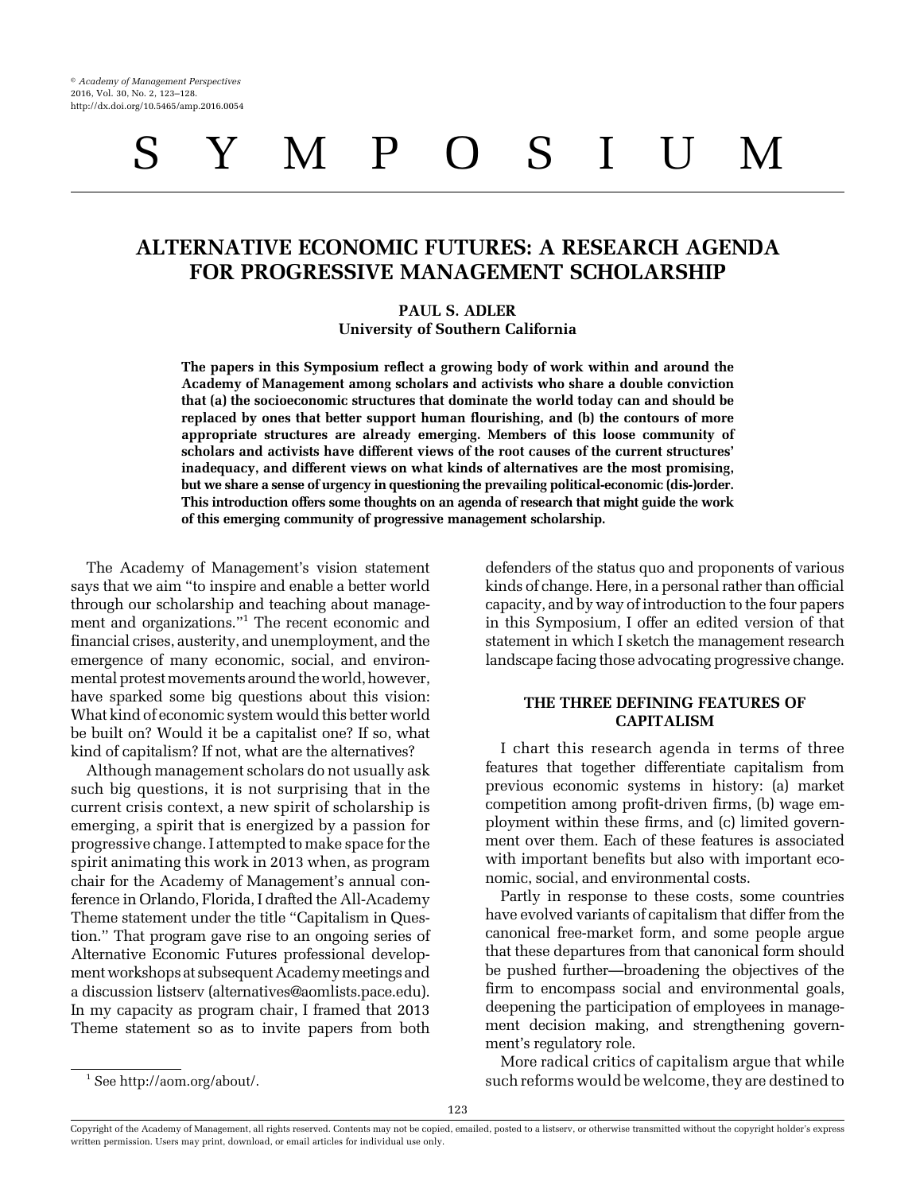# SYMPOSIUM

# ALTERNATIVE ECONOMIC FUTURES: A RESEARCH AGENDA FOR PROGRESSIVE MANAGEMENT SCHOLARSHIP

**PAUL S. ADLER**
**University of Southern California**

**The papers in this Symposium reflect a growing body of work within and around the Academy of Management among scholars and activists who share a double conviction that (a) the socioeconomic structures that dominate the world today can and should be replaced by ones that better support human flourishing, and (b) the contours of more appropriate structures are already emerging. Members of this loose community of scholars and activists have different views of the root causes of the current structures' inadequacy, and different views on what kinds of alternatives are the most promising, but we share a sense of urgency in questioning the prevailing political-economic (dis-)order. This introduction offers some thoughts on an agenda of research that might guide the work of this emerging community of progressive management scholarship.**

The Academy of Management's vision statement says that we aim "to inspire and enable a better world through our scholarship and teaching about management and organizations."[1] The recent economic and financial crises, austerity, and unemployment, and the emergence of many economic, social, and environmental protest movements around the world, however, have sparked some big questions about this vision: What kind of economic system would this better world be built on? Would it be a capitalist one? If so, what kind of capitalism? If not, what are the alternatives?

Although management scholars do not usually ask such big questions, it is not surprising that in the current crisis context, a new spirit of scholarship is emerging, a spirit that is energized by a passion for progressive change. I attempted to make space for the spirit animating this work in 2013 when, as program chair for the Academy of Management's annual conference in Orlando, Florida, I drafted the All-Academy Theme statement under the title "Capitalism in Question." That program gave rise to an ongoing series of Alternative Economic Futures professional development workshops at subsequent Academy meetings and a discussion listserv (alternatives@aomlists.pace.edu). In my capacity as program chair, I framed that 2013 Theme statement so as to invite papers from both defenders of the status quo and proponents of various kinds of change. Here, in a personal rather than official capacity, and by way of introduction to the four papers in this Symposium, I offer an edited version of that statement in which I sketch the management research landscape facing those advocating progressive change.

## THE THREE DEFINING FEATURES OF CAPITALISM

I chart this research agenda in terms of three features that together differentiate capitalism from previous economic systems in history: (a) market competition among profit-driven firms, (b) wage employment within these firms, and (c) limited government over them. Each of these features is associated with important benefits but also with important economic, social, and environmental costs.

Partly in response to these costs, some countries have evolved variants of capitalism that differ from the canonical free-market form, and some people argue that these departures from that canonical form should be pushed further—broadening the objectives of the firm to encompass social and environmental goals, deepening the participation of employees in management decision making, and strengthening government's regulatory role.

More radical critics of capitalism argue that while such reforms would be welcome, they are destined to

[1] See http://aom.org/about/.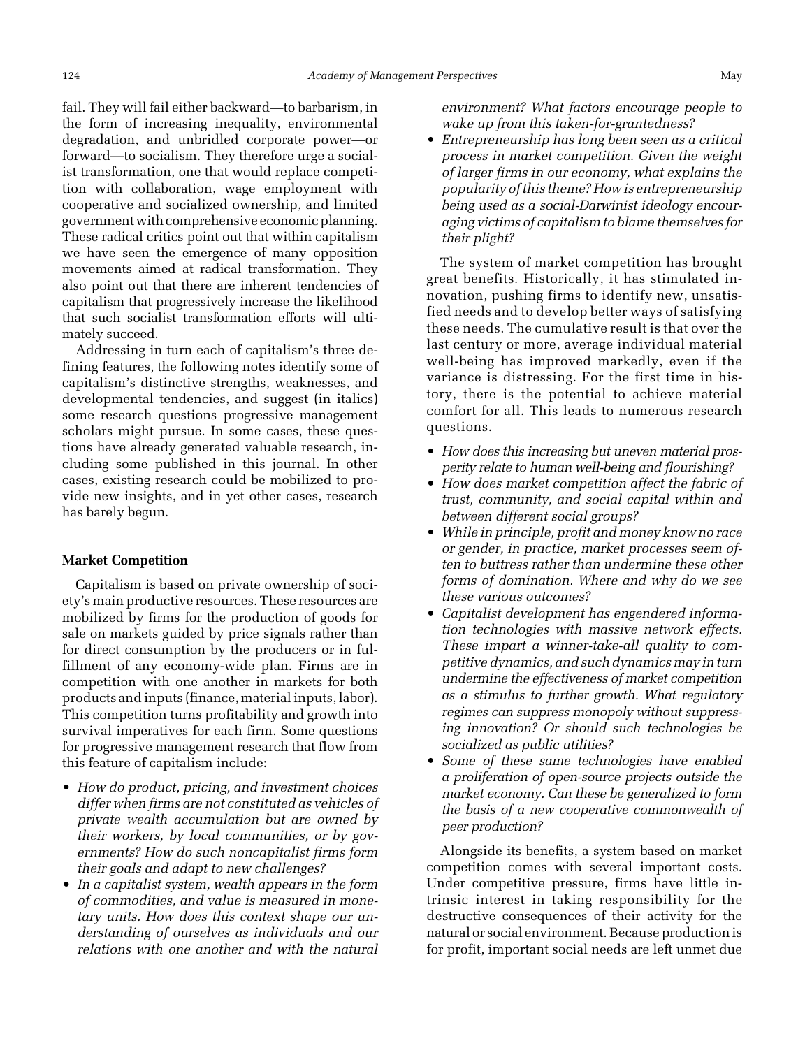fail. They will fail either backward—to barbarism, in the form of increasing inequality, environmental degradation, and unbridled corporate power—or forward—to socialism. They therefore urge a socialist transformation, one that would replace competition with collaboration, wage employment with cooperative and socialized ownership, and limited government with comprehensive economic planning. These radical critics point out that within capitalism we have seen the emergence of many opposition movements aimed at radical transformation. They also point out that there are inherent tendencies of capitalism that progressively increase the likelihood that such socialist transformation efforts will ultimately succeed.

Addressing in turn each of capitalism's three defining features, the following notes identify some of capitalism's distinctive strengths, weaknesses, and developmental tendencies, and suggest (in italics) some research questions progressive management scholars might pursue. In some cases, these questions have already generated valuable research, including some published in this journal. In other cases, existing research could be mobilized to provide new insights, and in yet other cases, research has barely begun.

## Market Competition

Capitalism is based on private ownership of society's main productive resources. These resources are mobilized by firms for the production of goods for sale on markets guided by price signals rather than for direct consumption by the producers or in fulfillment of any economy-wide plan. Firms are in competition with one another in markets for both products and inputs (finance, material inputs, labor). This competition turns profitability and growth into survival imperatives for each firm. Some questions for progressive management research that flow from this feature of capitalism include:

- *How do product, pricing, and investment choices differ when firms are not constituted as vehicles of private wealth accumulation but are owned by their workers, by local communities, or by governments? How do such noncapitalist firms form their goals and adapt to new challenges?*
- *In a capitalist system, wealth appears in the form of commodities, and value is measured in monetary units. How does this context shape our understanding of ourselves as individuals and our relations with one another and with the natural environment? What factors encourage people to wake up from this taken-for-grantedness?*
- *Entrepreneurship has long been seen as a critical process in market competition. Given the weight of larger firms in our economy, what explains the popularity of this theme? How is entrepreneurship being used as a social-Darwinist ideology encouraging victims of capitalism to blame themselves for their plight?*

The system of market competition has brought great benefits. Historically, it has stimulated innovation, pushing firms to identify new, unsatisfied needs and to develop better ways of satisfying these needs. The cumulative result is that over the last century or more, average individual material well-being has improved markedly, even if the variance is distressing. For the first time in history, there is the potential to achieve material comfort for all. This leads to numerous research questions.

- *How does this increasing but uneven material prosperity relate to human well-being and flourishing?*
- *How does market competition affect the fabric of trust, community, and social capital within and between different social groups?*
- *While in principle, profit and money know no race or gender, in practice, market processes seem often to buttress rather than undermine these other forms of domination. Where and why do we see these various outcomes?*
- *Capitalist development has engendered information technologies with massive network effects. These impart a winner-take-all quality to competitive dynamics, and such dynamics may in turn undermine the effectiveness of market competition as a stimulus to further growth. What regulatory regimes can suppress monopoly without suppressing innovation? Or should such technologies be socialized as public utilities?*
- *Some of these same technologies have enabled a proliferation of open-source projects outside the market economy. Can these be generalized to form the basis of a new cooperative commonwealth of peer production?*

Alongside its benefits, a system based on market competition comes with several important costs. Under competitive pressure, firms have little intrinsic interest in taking responsibility for the destructive consequences of their activity for the natural or social environment. Because production is for profit, important social needs are left unmet due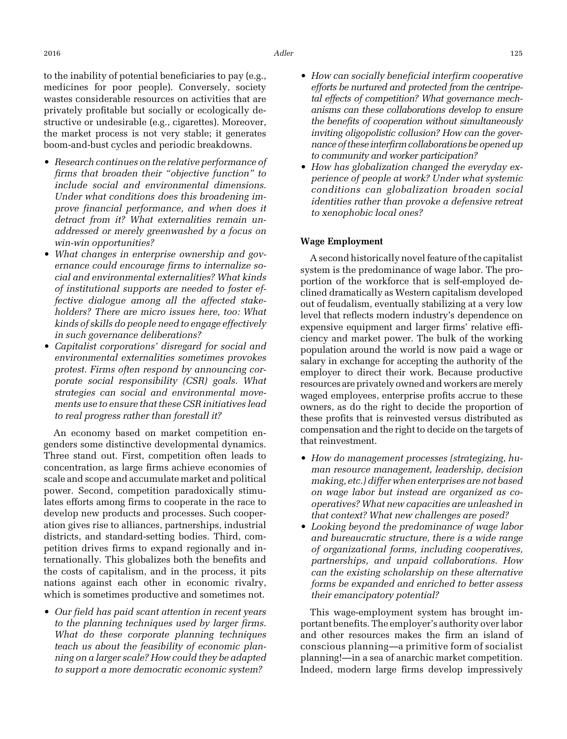to the inability of potential beneficiaries to pay (e.g., medicines for poor people). Conversely, society wastes considerable resources on activities that are privately profitable but socially or ecologically destructive or undesirable (e.g., cigarettes). Moreover, the market process is not very stable; it generates boom-and-bust cycles and periodic breakdowns.

- *Research continues on the relative performance of firms that broaden their "objective function" to include social and environmental dimensions. Under what conditions does this broadening improve financial performance, and when does it detract from it? What externalities remain unaddressed or merely greenwashed by a focus on win-win opportunities?*
- *What changes in enterprise ownership and governance could encourage firms to internalize social and environmental externalities? What kinds of institutional supports are needed to foster effective dialogue among all the affected stakeholders? There are micro issues here, too: What kinds of skills do people need to engage effectively in such governance deliberations?*
- *Capitalist corporations' disregard for social and environmental externalities sometimes provokes protest. Firms often respond by announcing corporate social responsibility (CSR) goals. What strategies can social and environmental movements use to ensure that these CSR initiatives lead to real progress rather than forestall it?*

An economy based on market competition engenders some distinctive developmental dynamics. Three stand out. First, competition often leads to concentration, as large firms achieve economies of scale and scope and accumulate market and political power. Second, competition paradoxically stimulates efforts among firms to cooperate in the race to develop new products and processes. Such cooperation gives rise to alliances, partnerships, industrial districts, and standard-setting bodies. Third, competition drives firms to expand regionally and internationally. This globalizes both the benefits and the costs of capitalism, and in the process, it pits nations against each other in economic rivalry, which is sometimes productive and sometimes not.

- *Our field has paid scant attention in recent years to the planning techniques used by larger firms. What do these corporate planning techniques teach us about the feasibility of economic planning on a larger scale? How could they be adapted to support a more democratic economic system?*
- *How can socially beneficial interfirm cooperative efforts be nurtured and protected from the centripetal effects of competition? What governance mechanisms can these collaborations develop to ensure the benefits of cooperation without simultaneously inviting oligopolistic collusion? How can the governance of these interfirm collaborations be opened up to community and worker participation?*
- *How has globalization changed the everyday experience of people at work? Under what systemic conditions can globalization broaden social identities rather than provoke a defensive retreat to xenophobic local ones?*

### Wage Employment

A second historically novel feature of the capitalist system is the predominance of wage labor. The proportion of the workforce that is self-employed declined dramatically as Western capitalism developed out of feudalism, eventually stabilizing at a very low level that reflects modern industry's dependence on expensive equipment and larger firms' relative efficiency and market power. The bulk of the working population around the world is now paid a wage or salary in exchange for accepting the authority of the employer to direct their work. Because productive resources are privately owned and workers are merely waged employees, enterprise profits accrue to these owners, as do the right to decide the proportion of these profits that is reinvested versus distributed as compensation and the right to decide on the targets of that reinvestment.

- *How do management processes (strategizing, human resource management, leadership, decision making, etc.) differ when enterprises are not based on wage labor but instead are organized as cooperatives? What new capacities are unleashed in that context? What new challenges are posed?*
- *Looking beyond the predominance of wage labor and bureaucratic structure, there is a wide range of organizational forms, including cooperatives, partnerships, and unpaid collaborations. How can the existing scholarship on these alternative forms be expanded and enriched to better assess their emancipatory potential?*

This wage-employment system has brought important benefits. The employer's authority over labor and other resources makes the firm an island of conscious planning—a primitive form of socialist planning!—in a sea of anarchic market competition. Indeed, modern large firms develop impressively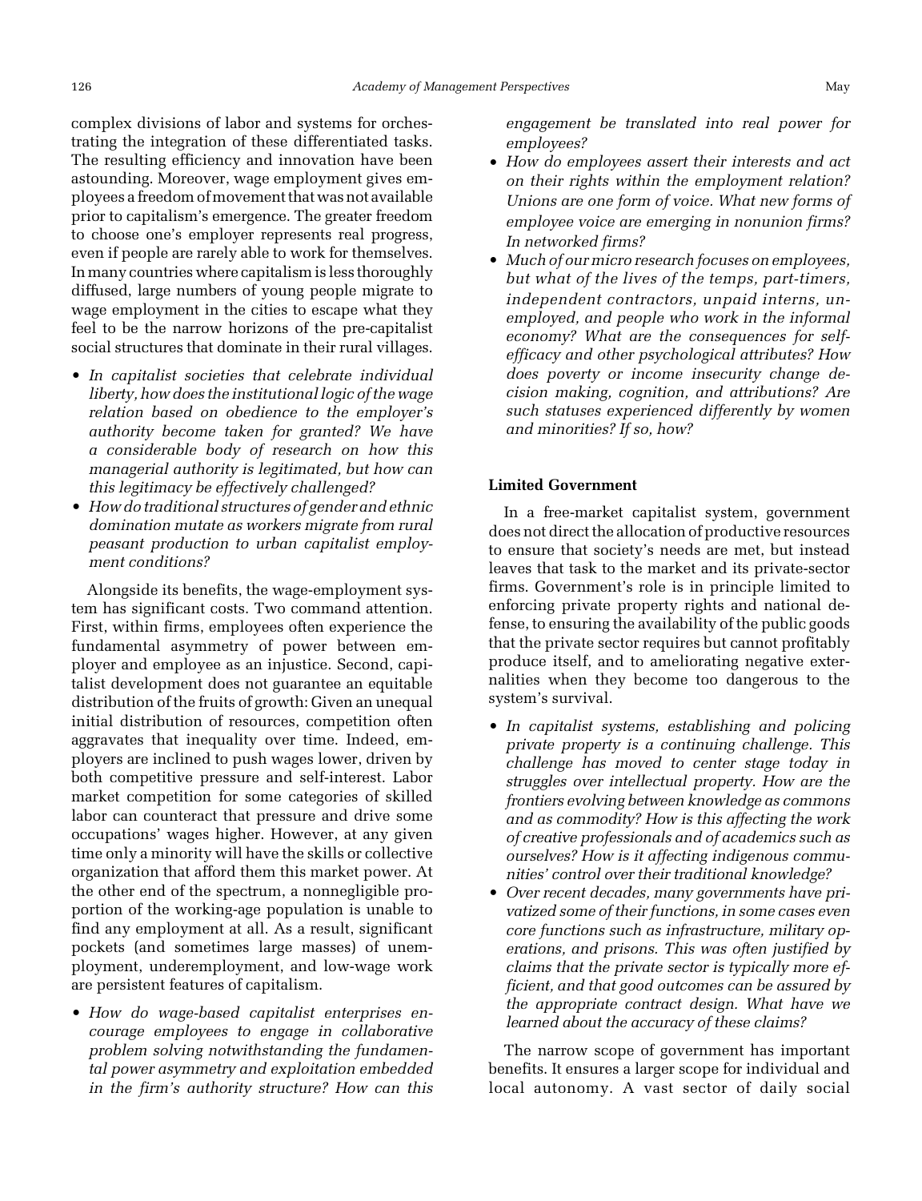complex divisions of labor and systems for orchestrating the integration of these differentiated tasks. The resulting efficiency and innovation have been astounding. Moreover, wage employment gives employees a freedom of movement that was not available prior to capitalism's emergence. The greater freedom to choose one's employer represents real progress, even if people are rarely able to work for themselves. In many countries where capitalism is less thoroughly diffused, large numbers of young people migrate to wage employment in the cities to escape what they feel to be the narrow horizons of the pre-capitalist social structures that dominate in their rural villages.

- *In capitalist societies that celebrate individual liberty, how does the institutional logic of the wage relation based on obedience to the employer's authority become taken for granted? We have a considerable body of research on how this managerial authority is legitimated, but how can this legitimacy be effectively challenged?*
- *How do traditional structures of gender and ethnic domination mutate as workers migrate from rural peasant production to urban capitalist employment conditions?*

Alongside its benefits, the wage-employment system has significant costs. Two command attention. First, within firms, employees often experience the fundamental asymmetry of power between employer and employee as an injustice. Second, capitalist development does not guarantee an equitable distribution of the fruits of growth: Given an unequal initial distribution of resources, competition often aggravates that inequality over time. Indeed, employers are inclined to push wages lower, driven by both competitive pressure and self-interest. Labor market competition for some categories of skilled labor can counteract that pressure and drive some occupations' wages higher. However, at any given time only a minority will have the skills or collective organization that afford them this market power. At the other end of the spectrum, a nonnegligible proportion of the working-age population is unable to find any employment at all. As a result, significant pockets (and sometimes large masses) of unemployment, underemployment, and low-wage work are persistent features of capitalism.

- *How do wage-based capitalist enterprises encourage employees to engage in collaborative problem solving notwithstanding the fundamental power asymmetry and exploitation embedded in the firm's authority structure? How can this engagement be translated into real power for employees?*
- *How do employees assert their interests and act on their rights within the employment relation? Unions are one form of voice. What new forms of employee voice are emerging in nonunion firms? In networked firms?*
- *Much of our micro research focuses on employees, but what of the lives of the temps, part-timers, independent contractors, unpaid interns, unemployed, and people who work in the informal economy? What are the consequences for self-efficacy and other psychological attributes? How does poverty or income insecurity change decision making, cognition, and attributions? Are such statuses experienced differently by women and minorities? If so, how?*

### Limited Government

In a free-market capitalist system, government does not direct the allocation of productive resources to ensure that society's needs are met, but instead leaves that task to the market and its private-sector firms. Government's role is in principle limited to enforcing private property rights and national defense, to ensuring the availability of the public goods that the private sector requires but cannot profitably produce itself, and to ameliorating negative externalities when they become too dangerous to the system's survival.

- *In capitalist systems, establishing and policing private property is a continuing challenge. This challenge has moved to center stage today in struggles over intellectual property. How are the frontiers evolving between knowledge as commons and as commodity? How is this affecting the work of creative professionals and of academics such as ourselves? How is it affecting indigenous communities' control over their traditional knowledge?*
- *Over recent decades, many governments have privatized some of their functions, in some cases even core functions such as infrastructure, military operations, and prisons. This was often justified by claims that the private sector is typically more efficient, and that good outcomes can be assured by the appropriate contract design. What have we learned about the accuracy of these claims?*

The narrow scope of government has important benefits. It ensures a larger scope for individual and local autonomy. A vast sector of daily social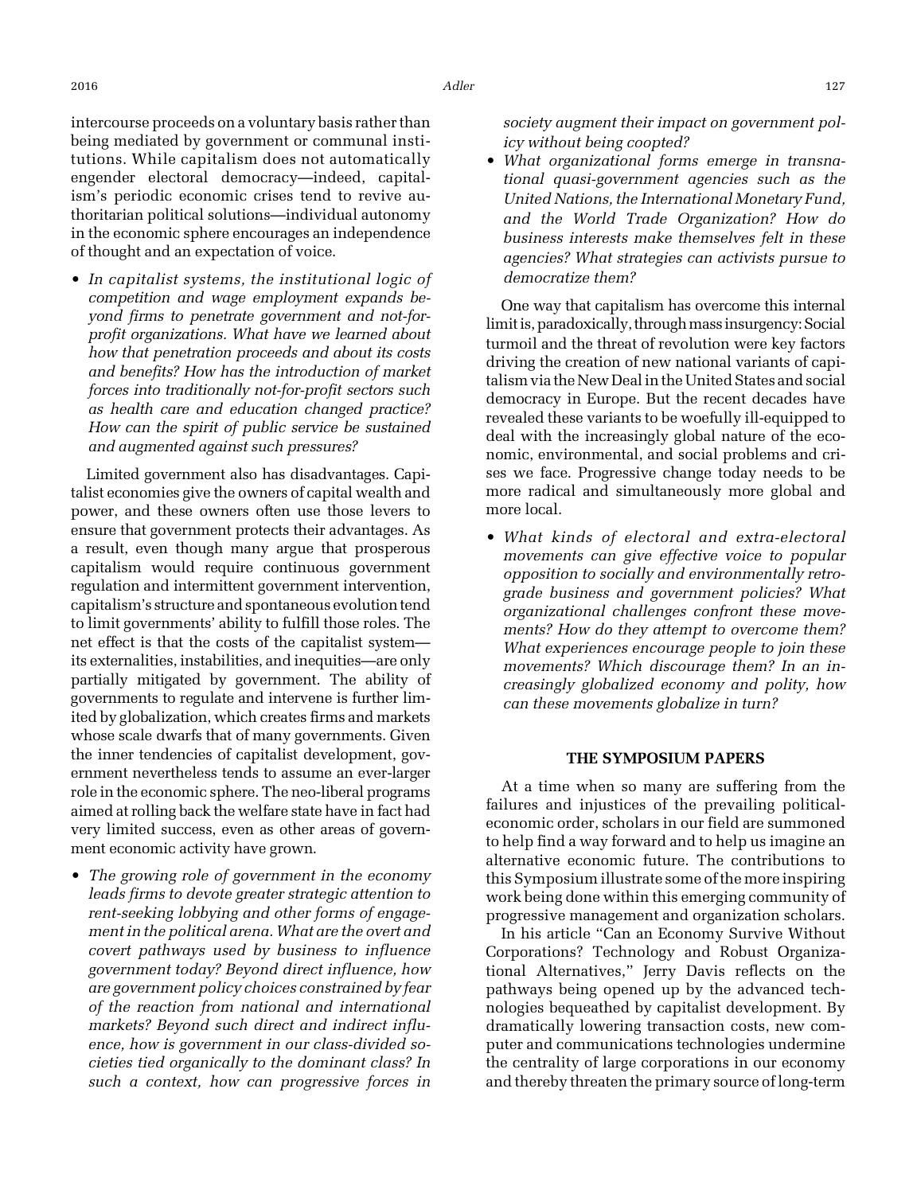intercourse proceeds on a voluntary basis rather than being mediated by government or communal institutions. While capitalism does not automatically engender electoral democracy—indeed, capitalism's periodic economic crises tend to revive authoritarian political solutions—individual autonomy in the economic sphere encourages an independence of thought and an expectation of voice.

- *In capitalist systems, the institutional logic of competition and wage employment expands beyond firms to penetrate government and not-for-profit organizations. What have we learned about how that penetration proceeds and about its costs and benefits? How has the introduction of market forces into traditionally not-for-profit sectors such as health care and education changed practice? How can the spirit of public service be sustained and augmented against such pressures?*

Limited government also has disadvantages. Capitalist economies give the owners of capital wealth and power, and these owners often use those levers to ensure that government protects their advantages. As a result, even though many argue that prosperous capitalism would require continuous government regulation and intermittent government intervention, capitalism's structure and spontaneous evolution tend to limit governments' ability to fulfill those roles. The net effect is that the costs of the capitalist system—its externalities, instabilities, and inequities—are only partially mitigated by government. The ability of governments to regulate and intervene is further limited by globalization, which creates firms and markets whose scale dwarfs that of many governments. Given the inner tendencies of capitalist development, government nevertheless tends to assume an ever-larger role in the economic sphere. The neo-liberal programs aimed at rolling back the welfare state have in fact had very limited success, even as other areas of government economic activity have grown.

- *The growing role of government in the economy leads firms to devote greater strategic attention to rent-seeking lobbying and other forms of engagement in the political arena. What are the overt and covert pathways used by business to influence government today? Beyond direct influence, how are government policy choices constrained by fear of the reaction from national and international markets? Beyond such direct and indirect influence, how is government in our class-divided societies tied organically to the dominant class? In such a context, how can progressive forces in society augment their impact on government policy without being coopted?*
- *What organizational forms emerge in transnational quasi-government agencies such as the United Nations, the International Monetary Fund, and the World Trade Organization? How do business interests make themselves felt in these agencies? What strategies can activists pursue to democratize them?*

One way that capitalism has overcome this internal limit is, paradoxically, through mass insurgency: Social turmoil and the threat of revolution were key factors driving the creation of new national variants of capitalism via the New Deal in the United States and social democracy in Europe. But the recent decades have revealed these variants to be woefully ill-equipped to deal with the increasingly global nature of the economic, environmental, and social problems and crises we face. Progressive change today needs to be more radical and simultaneously more global and more local.

- *What kinds of electoral and extra-electoral movements can give effective voice to popular opposition to socially and environmentally retrograde business and government policies? What organizational challenges confront these movements? How do they attempt to overcome them? What experiences encourage people to join these movements? Which discourage them? In an increasingly globalized economy and polity, how can these movements globalize in turn?*

## THE SYMPOSIUM PAPERS

At a time when so many are suffering from the failures and injustices of the prevailing political-economic order, scholars in our field are summoned to help find a way forward and to help us imagine an alternative economic future. The contributions to this Symposium illustrate some of the more inspiring work being done within this emerging community of progressive management and organization scholars.

In his article "Can an Economy Survive Without Corporations? Technology and Robust Organizational Alternatives," Jerry Davis reflects on the pathways being opened up by the advanced technologies bequeathed by capitalist development. By dramatically lowering transaction costs, new computer and communications technologies undermine the centrality of large corporations in our economy and thereby threaten the primary source of long-term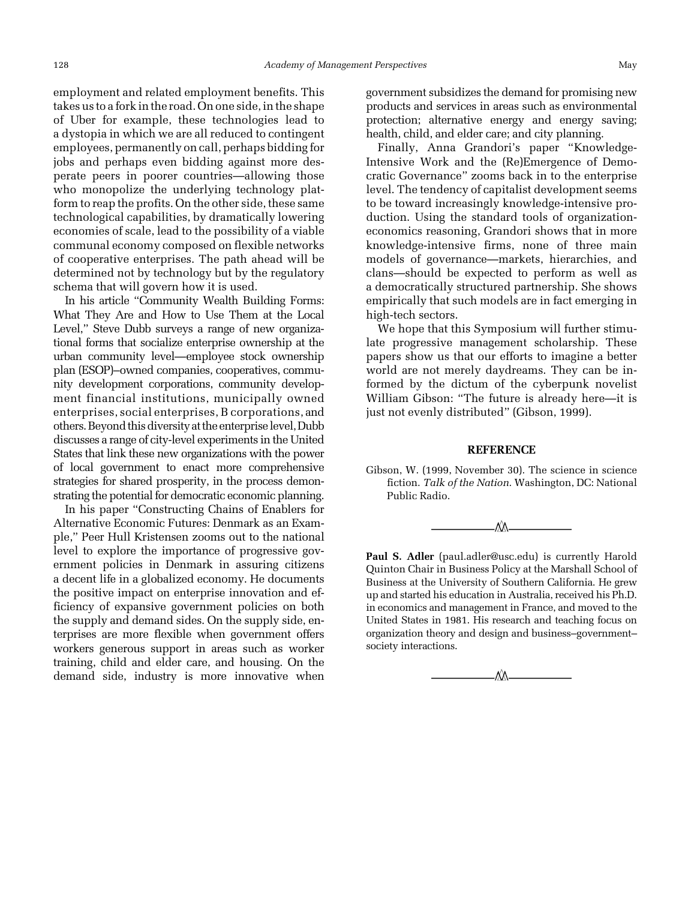employment and related employment benefits. This takes us to a fork in the road. On one side, in the shape of Uber for example, these technologies lead to a dystopia in which we are all reduced to contingent employees, permanently on call, perhaps bidding for jobs and perhaps even bidding against more desperate peers in poorer countries—allowing those who monopolize the underlying technology platform to reap the profits. On the other side, these same technological capabilities, by dramatically lowering economies of scale, lead to the possibility of a viable communal economy composed on flexible networks of cooperative enterprises. The path ahead will be determined not by technology but by the regulatory schema that will govern how it is used.

In his article "Community Wealth Building Forms: What They Are and How to Use Them at the Local Level," Steve Dubb surveys a range of new organizational forms that socialize enterprise ownership at the urban community level—employee stock ownership plan (ESOP)–owned companies, cooperatives, community development corporations, community development financial institutions, municipally owned enterprises, social enterprises, B corporations, and others. Beyond this diversity at the enterprise level, Dubb discusses a range of city-level experiments in the United States that link these new organizations with the power of local government to enact more comprehensive strategies for shared prosperity, in the process demonstrating the potential for democratic economic planning.

In his paper "Constructing Chains of Enablers for Alternative Economic Futures: Denmark as an Example," Peer Hull Kristensen zooms out to the national level to explore the importance of progressive government policies in Denmark in assuring citizens a decent life in a globalized economy. He documents the positive impact on enterprise innovation and efficiency of expansive government policies on both the supply and demand sides. On the supply side, enterprises are more flexible when government offers workers generous support in areas such as worker training, child and elder care, and housing. On the demand side, industry is more innovative when government subsidizes the demand for promising new products and services in areas such as environmental protection; alternative energy and energy saving; health, child, and elder care; and city planning.

Finally, Anna Grandori's paper "Knowledge-Intensive Work and the (Re)Emergence of Democratic Governance" zooms back in to the enterprise level. The tendency of capitalist development seems to be toward increasingly knowledge-intensive production. Using the standard tools of organization-economics reasoning, Grandori shows that in more knowledge-intensive firms, none of three main models of governance—markets, hierarchies, and clans—should be expected to perform as well as a democratically structured partnership. She shows empirically that such models are in fact emerging in high-tech sectors.

We hope that this Symposium will further stimulate progressive management scholarship. These papers show us that our efforts to imagine a better world are not merely daydreams. They can be informed by the dictum of the cyberpunk novelist William Gibson: "The future is already here—it is just not evenly distributed" (Gibson, 1999).

## REFERENCE

Gibson, W. (1999, November 30). The science in science fiction. *Talk of the Nation*. Washington, DC: National Public Radio.

**Paul S. Adler** (paul.adler@usc.edu) is currently Harold Quinton Chair in Business Policy at the Marshall School of Business at the University of Southern California. He grew up and started his education in Australia, received his Ph.D. in economics and management in France, and moved to the United States in 1981. His research and teaching focus on organization theory and design and business–government–society interactions.